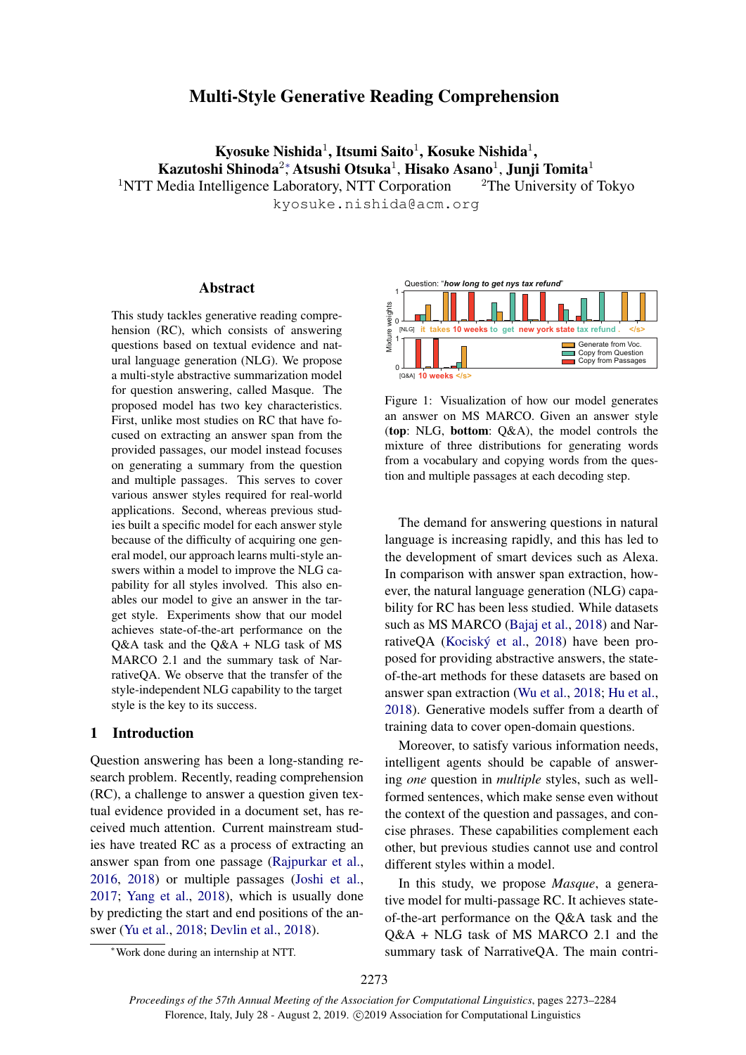# Multi-Style Generative Reading Comprehension

**Kyosuke Nishida**[1], **Itsumi Saito**[1], **Kosuke Nishida**[1], **Kazutoshi Shinoda**[2]*, **Atsushi Otsuka**[1], **Hisako Asano**[1], **Junji Tomita**[1]

[1]NTT Media Intelligence Laboratory, NTT Corporation [2]The University of Tokyo

kyosuke.nishida@acm.org

## Abstract

This study tackles generative reading comprehension (RC), which consists of answering questions based on textual evidence and natural language generation (NLG). We propose a multi-style abstractive summarization model for question answering, called Masque. The proposed model has two key characteristics. First, unlike most studies on RC that have focused on extracting an answer span from the provided passages, our model instead focuses on generating a summary from the question and multiple passages. This serves to cover various answer styles required for real-world applications. Second, whereas previous studies built a specific model for each answer style because of the difficulty of acquiring one general model, our approach learns multi-style answers within a model to improve the NLG capability for all styles involved. This also enables our model to give an answer in the target style. Experiments show that our model achieves state-of-the-art performance on the Q&A task and the Q&A + NLG task of MS MARCO 2.1 and the summary task of NarrativeQA. We observe that the transfer of the style-independent NLG capability to the target style is the key to its success.

## 1 Introduction

Question answering has been a long-standing research problem. Recently, reading comprehension (RC), a challenge to answer a question given textual evidence provided in a document set, has received much attention. Current mainstream studies have treated RC as a process of extracting an answer span from one passage (Rajpurkar et al., 2016, 2018) or multiple passages (Joshi et al., 2017; Yang et al., 2018), which is usually done by predicting the start and end positions of the answer (Yu et al., 2018; Devlin et al., 2018).

Question: "*how long to get nys tax refund*"

[NLG] it takes 10 weeks to get new york state tax refund . </s>

[Q&A] 10 weeks </s>

Legend: Generate from Voc. / Copy from Question / Copy from Passages

Figure 1: Visualization of how our model generates an answer on MS MARCO. Given an answer style (**top**: NLG, **bottom**: Q&A), the model controls the mixture of three distributions for generating words from a vocabulary and copying words from the question and multiple passages at each decoding step.

The demand for answering questions in natural language is increasing rapidly, and this has led to the development of smart devices such as Alexa. In comparison with answer span extraction, however, the natural language generation (NLG) capability for RC has been less studied. While datasets such as MS MARCO (Bajaj et al., 2018) and NarrativeQA (Kociský et al., 2018) have been proposed for providing abstractive answers, the state-of-the-art methods for these datasets are based on answer span extraction (Wu et al., 2018; Hu et al., 2018). Generative models suffer from a dearth of training data to cover open-domain questions.

Moreover, to satisfy various information needs, intelligent agents should be capable of answering *one* question in *multiple* styles, such as well-formed sentences, which make sense even without the context of the question and passages, and concise phrases. These capabilities complement each other, but previous studies cannot use and control different styles within a model.

In this study, we propose *Masque*, a generative model for multi-passage RC. It achieves state-of-the-art performance on the Q&A task and the Q&A + NLG task of MS MARCO 2.1 and the summary task of NarrativeQA. The main contri-

*Work done during an internship at NTT.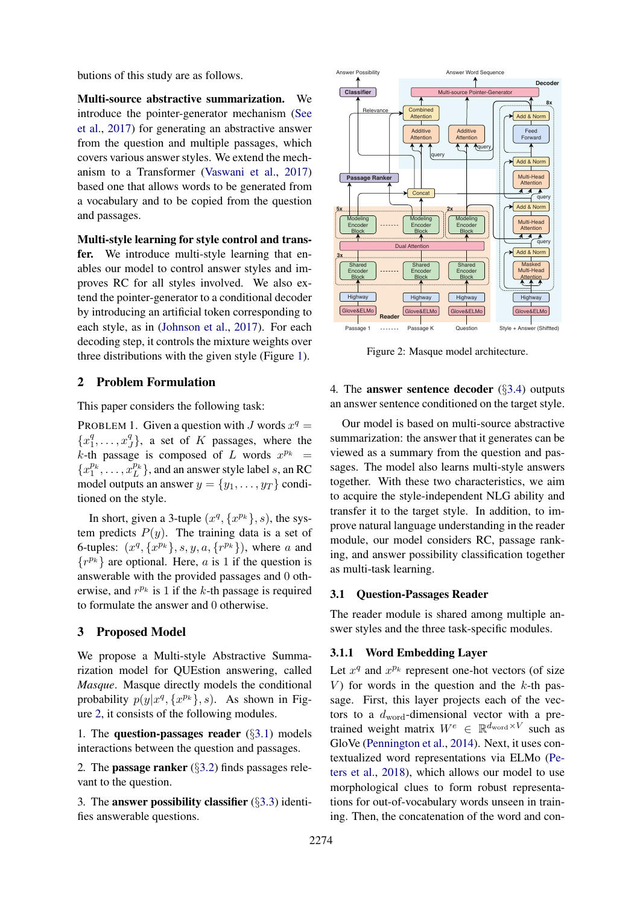butions of this study are as follows.

**Multi-source abstractive summarization.** We introduce the pointer-generator mechanism (See et al., 2017) for generating an abstractive answer from the question and multiple passages, which covers various answer styles. We extend the mechanism to a Transformer (Vaswani et al., 2017) based one that allows words to be generated from a vocabulary and to be copied from the question and passages.

**Multi-style learning for style control and transfer.** We introduce multi-style learning that enables our model to control answer styles and improves RC for all styles involved. We also extend the pointer-generator to a conditional decoder by introducing an artificial token corresponding to each style, as in (Johnson et al., 2017). For each decoding step, it controls the mixture weights over three distributions with the given style (Figure 1).

## 2 Problem Formulation

This paper considers the following task:

PROBLEM 1. Given a question with $J$ words $x^q = \{x^q_1, \ldots, x^q_J\}$, a set of $K$ passages, where the $k$-th passage is composed of $L$ words $x^{p_k} = \{x^{p_k}_1, \ldots, x^{p_k}_L\}$, and an answer style label $s$, an RC model outputs an answer $y = \{y_1, \ldots, y_T\}$ conditioned on the style.

In short, given a 3-tuple $(x^q, \{x^{p_k}\}, s)$, the system predicts $P(y)$. The training data is a set of 6-tuples: $(x^q, \{x^{p_k}\}, s, y, a, \{r^{p_k}\})$, where $a$ and $\{r^{p_k}\}$ are optional. Here, $a$ is 1 if the question is answerable with the provided passages and 0 otherwise, and $r^{p_k}$ is 1 if the $k$-th passage is required to formulate the answer and 0 otherwise.

## 3 Proposed Model

We propose a Multi-style Abstractive Summarization model for QUEstion answering, called *Masque*. Masque directly models the conditional probability $p(y|x^q, \{x^{p_k}\}, s)$. As shown in Figure 2, it consists of the following modules.

1. The **question-passages reader** (§3.1) models interactions between the question and passages.

2. The **passage ranker** (§3.2) finds passages relevant to the question.

3. The **answer possibility classifier** (§3.3) identifies answerable questions.

Figure 2: Masque model architecture.

4. The **answer sentence decoder** (§3.4) outputs an answer sentence conditioned on the target style.

Our model is based on multi-source abstractive summarization: the answer that it generates can be viewed as a summary from the question and passages. The model also learns multi-style answers together. With these two characteristics, we aim to acquire the style-independent NLG ability and transfer it to the target style. In addition, to improve natural language understanding in the reader module, our model considers RC, passage ranking, and answer possibility classification together as multi-task learning.

### 3.1 Question-Passages Reader

The reader module is shared among multiple answer styles and the three task-specific modules.

#### 3.1.1 Word Embedding Layer

Let $x^q$ and $x^{p_k}$ represent one-hot vectors (of size $V$) for words in the question and the $k$-th passage. First, this layer projects each of the vectors to a $d_{\text{word}}$-dimensional vector with a pretrained weight matrix $W^e \in \mathbb{R}^{d_{\text{word}} \times V}$ such as GloVe (Pennington et al., 2014). Next, it uses contextualized word representations via ELMo (Peters et al., 2018), which allows our model to use morphological clues to form robust representations for out-of-vocabulary words unseen in training. Then, the concatenation of the word and con-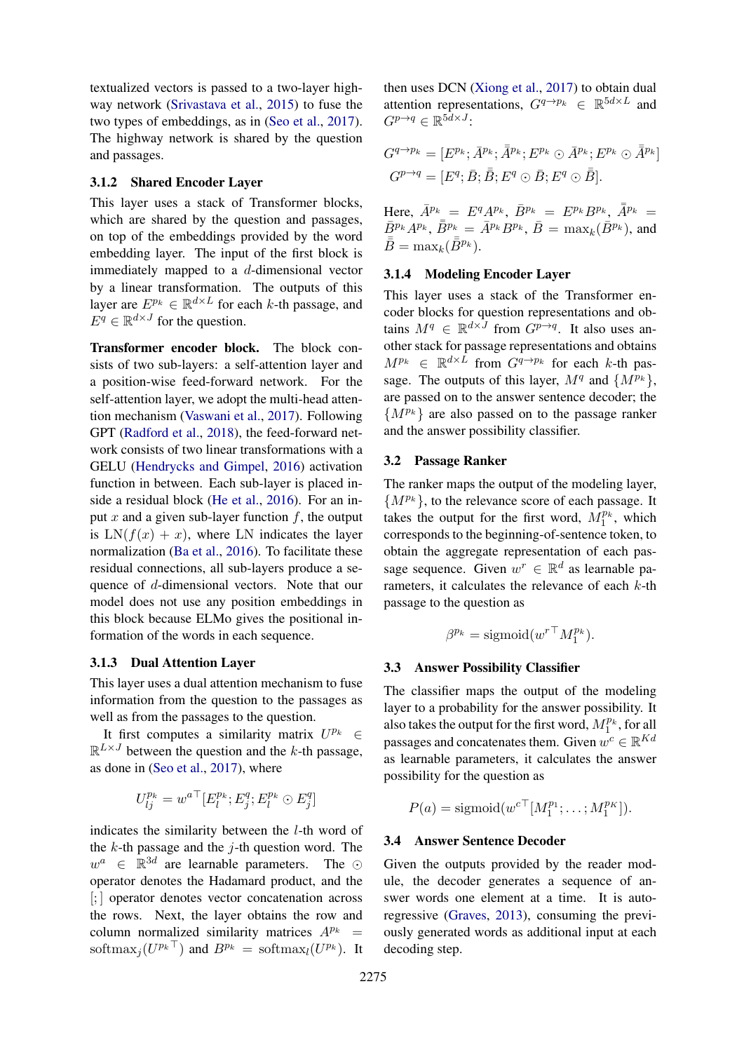textualized vectors is passed to a two-layer highway network (Srivastava et al., 2015) to fuse the two types of embeddings, as in (Seo et al., 2017). The highway network is shared by the question and passages.

#### 3.1.2 Shared Encoder Layer

This layer uses a stack of Transformer blocks, which are shared by the question and passages, on top of the embeddings provided by the word embedding layer. The input of the first block is immediately mapped to a $d$-dimensional vector by a linear transformation. The outputs of this layer are $E^{p_k} \in \mathbb{R}^{d \times L}$ for each $k$-th passage, and $E^q \in \mathbb{R}^{d \times J}$ for the question.

**Transformer encoder block.** The block consists of two sub-layers: a self-attention layer and a position-wise feed-forward network. For the self-attention layer, we adopt the multi-head attention mechanism (Vaswani et al., 2017). Following GPT (Radford et al., 2018), the feed-forward network consists of two linear transformations with a GELU (Hendrycks and Gimpel, 2016) activation function in between. Each sub-layer is placed inside a residual block (He et al., 2016). For an input $x$ and a given sub-layer function $f$, the output is $\mathrm{LN}(f(x) + x)$, where LN indicates the layer normalization (Ba et al., 2016). To facilitate these residual connections, all sub-layers produce a sequence of $d$-dimensional vectors. Note that our model does not use any position embeddings in this block because ELMo gives the positional information of the words in each sequence.

#### 3.1.3 Dual Attention Layer

This layer uses a dual attention mechanism to fuse information from the question to the passages as well as from the passages to the question.

It first computes a similarity matrix $U^{p_k} \in \mathbb{R}^{L \times J}$ between the question and the $k$-th passage, as done in (Seo et al., 2017), where

$$U^{p_k}_{lj} = {w^a}^\top [E^{p_k}_l; E^q_j; E^{p_k}_l \odot E^q_j]$$

indicates the similarity between the $l$-th word of the $k$-th passage and the $j$-th question word. The $w^a \in \mathbb{R}^{3d}$ are learnable parameters. The $\odot$ operator denotes the Hadamard product, and the $[;]$ operator denotes vector concatenation across the rows. Next, the layer obtains the row and column normalized similarity matrices $A^{p_k} = \mathrm{softmax}_j({U^{p_k}}^\top)$ and $B^{p_k} = \mathrm{softmax}_l(U^{p_k})$. It then uses DCN (Xiong et al., 2017) to obtain dual attention representations, $G^{q \to p_k} \in \mathbb{R}^{5d \times L}$ and $G^{p \to q} \in \mathbb{R}^{5d \times J}$:

$$G^{q \to p_k} = [E^{p_k}; \bar{A}^{p_k}; \bar{\bar{A}}^{p_k}; E^{p_k} \odot \bar{A}^{p_k}; E^{p_k} \odot \bar{\bar{A}}^{p_k}]$$
$$G^{p \to q} = [E^q; \bar{B}; \bar{\bar{B}}; E^q \odot \bar{B}; E^q \odot \bar{\bar{B}}].$$

Here, $\bar{A}^{p_k} = E^q A^{p_k}$, $\bar{B}^{p_k} = E^{p_k} B^{p_k}$, $\bar{\bar{A}}^{p_k} = \bar{B}^{p_k} A^{p_k}$, $\bar{\bar{B}}^{p_k} = \bar{A}^{p_k} B^{p_k}$, $\bar{B} = \max_k(\bar{B}^{p_k})$, and $\bar{\bar{B}} = \max_k(\bar{\bar{B}}^{p_k})$.

#### 3.1.4 Modeling Encoder Layer

This layer uses a stack of the Transformer encoder blocks for question representations and obtains $M^q \in \mathbb{R}^{d \times J}$ from $G^{p \to q}$. It also uses another stack for passage representations and obtains $M^{p_k} \in \mathbb{R}^{d \times L}$ from $G^{q \to p_k}$ for each $k$-th passage. The outputs of this layer, $M^q$ and $\{M^{p_k}\}$, are passed on to the answer sentence decoder; the $\{M^{p_k}\}$ are also passed on to the passage ranker and the answer possibility classifier.

### 3.2 Passage Ranker

The ranker maps the output of the modeling layer, $\{M^{p_k}\}$, to the relevance score of each passage. It takes the output for the first word, $M^{p_k}_1$, which corresponds to the beginning-of-sentence token, to obtain the aggregate representation of each passage sequence. Given $w^r \in \mathbb{R}^d$ as learnable parameters, it calculates the relevance of each $k$-th passage to the question as

$$\beta^{p_k} = \mathrm{sigmoid}({w^r}^\top M^{p_k}_1).$$

### 3.3 Answer Possibility Classifier

The classifier maps the output of the modeling layer to a probability for the answer possibility. It also takes the output for the first word, $M^{p_k}_1$, for all passages and concatenates them. Given $w^c \in \mathbb{R}^{Kd}$ as learnable parameters, it calculates the answer possibility for the question as

$$P(a) = \mathrm{sigmoid}({w^c}^\top [M^{p_1}_1; \ldots; M^{p_K}_1]).$$

### 3.4 Answer Sentence Decoder

Given the outputs provided by the reader module, the decoder generates a sequence of answer words one element at a time. It is autoregressive (Graves, 2013), consuming the previously generated words as additional input at each decoding step.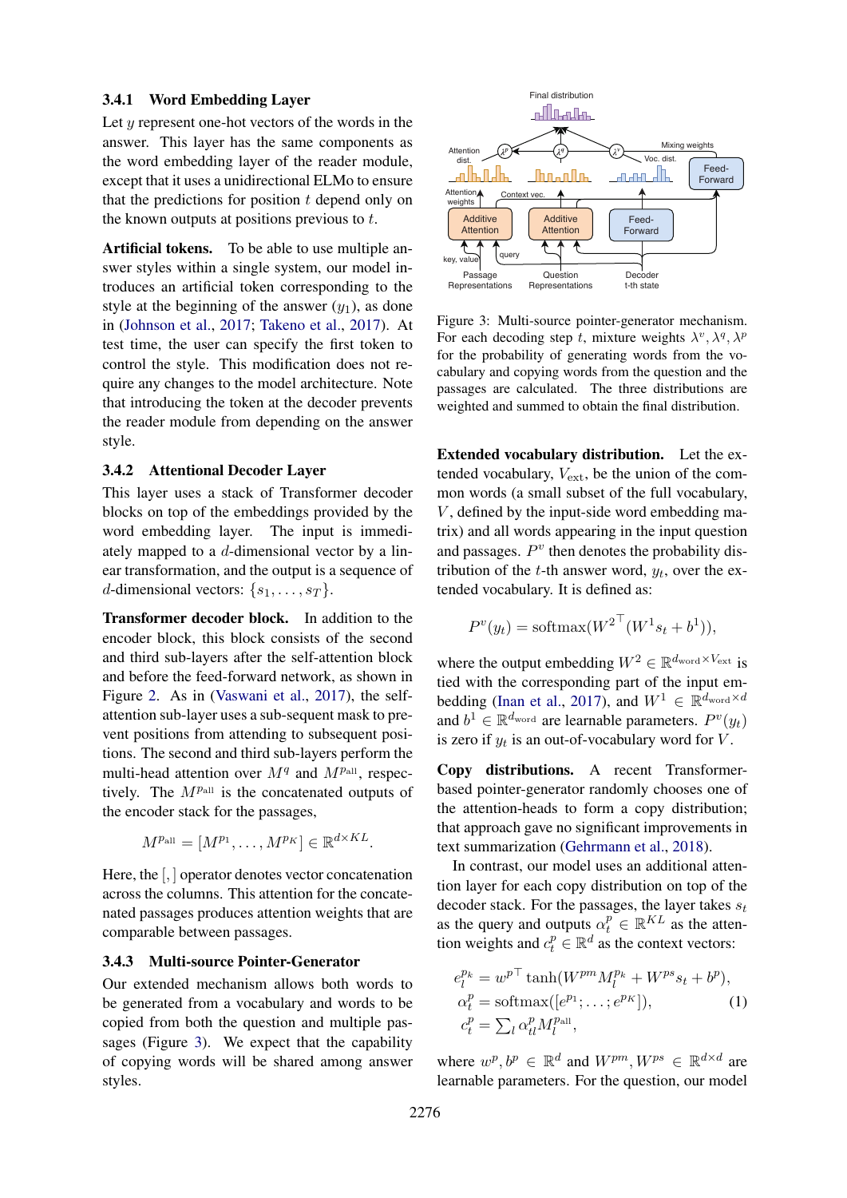### 3.4.1 Word Embedding Layer

Let $y$ represent one-hot vectors of the words in the answer. This layer has the same components as the word embedding layer of the reader module, except that it uses a unidirectional ELMo to ensure that the predictions for position $t$ depend only on the known outputs at positions previous to $t$.

**Artificial tokens.** To be able to use multiple answer styles within a single system, our model introduces an artificial token corresponding to the style at the beginning of the answer ($y_1$), as done in (Johnson et al., 2017; Takeno et al., 2017). At test time, the user can specify the first token to control the style. This modification does not require any changes to the model architecture. Note that introducing the token at the decoder prevents the reader module from depending on the answer style.

### 3.4.2 Attentional Decoder Layer

This layer uses a stack of Transformer decoder blocks on top of the embeddings provided by the word embedding layer. The input is immediately mapped to a $d$-dimensional vector by a linear transformation, and the output is a sequence of $d$-dimensional vectors: $\{s_1, \ldots, s_T\}$.

**Transformer decoder block.** In addition to the encoder block, this block consists of the second and third sub-layers after the self-attention block and before the feed-forward network, as shown in Figure 2. As in (Vaswani et al., 2017), the self-attention sub-layer uses a sub-sequent mask to prevent positions from attending to subsequent positions. The second and third sub-layers perform the multi-head attention over $M^q$ and $M^{p_{\text{all}}}$, respectively. The $M^{p_{\text{all}}}$ is the concatenated outputs of the encoder stack for the passages,

$$M^{p_{\text{all}}} = [M^{p_1}, \ldots, M^{p_K}] \in \mathbb{R}^{d \times KL}.$$

Here, the $[,]$ operator denotes vector concatenation across the columns. This attention for the concatenated passages produces attention weights that are comparable between passages.

### 3.4.3 Multi-source Pointer-Generator

Our extended mechanism allows both words to be generated from a vocabulary and words to be copied from both the question and multiple passages (Figure 3). We expect that the capability of copying words will be shared among answer styles.

Figure 3: Multi-source pointer-generator mechanism. For each decoding step $t$, mixture weights $\lambda^v, \lambda^q, \lambda^p$ for the probability of generating words from the vocabulary and copying words from the question and the passages are calculated. The three distributions are weighted and summed to obtain the final distribution.

**Extended vocabulary distribution.** Let the extended vocabulary, $V_{\text{ext}}$, be the union of the common words (a small subset of the full vocabulary, $V$, defined by the input-side word embedding matrix) and all words appearing in the input question and passages. $P^v$ then denotes the probability distribution of the $t$-th answer word, $y_t$, over the extended vocabulary. It is defined as:

$$P^v(y_t) = \text{softmax}({W^2}^\top(W^1 s_t + b^1)),$$

where the output embedding $W^2 \in \mathbb{R}^{d_{\text{word}} \times V_{\text{ext}}}$ is tied with the corresponding part of the input embedding (Inan et al., 2017), and $W^1 \in \mathbb{R}^{d_{\text{word}} \times d}$ and $b^1 \in \mathbb{R}^{d_{\text{word}}}$ are learnable parameters. $P^v(y_t)$ is zero if $y_t$ is an out-of-vocabulary word for $V$.

**Copy distributions.** A recent Transformer-based pointer-generator randomly chooses one of the attention-heads to form a copy distribution; that approach gave no significant improvements in text summarization (Gehrmann et al., 2018).

In contrast, our model uses an additional attention layer for each copy distribution on top of the decoder stack. For the passages, the layer takes $s_t$ as the query and outputs $\alpha_t^p \in \mathbb{R}^{KL}$ as the attention weights and $c_t^p \in \mathbb{R}^d$ as the context vectors:

$$
\begin{aligned}
e_l^{p_k} &= {w^p}^\top \tanh(W^{pm} M_l^{p_k} + W^{ps} s_t + b^p), \\
\alpha_t^p &= \text{softmax}([e^{p_1}; \ldots; e^{p_K}]), \\
c_t^p &= \textstyle\sum_l \alpha_{tl}^p M_l^{p_{\text{all}}},
\end{aligned}
\tag{1}
$$

where $w^p, b^p \in \mathbb{R}^d$ and $W^{pm}, W^{ps} \in \mathbb{R}^{d \times d}$ are learnable parameters. For the question, our model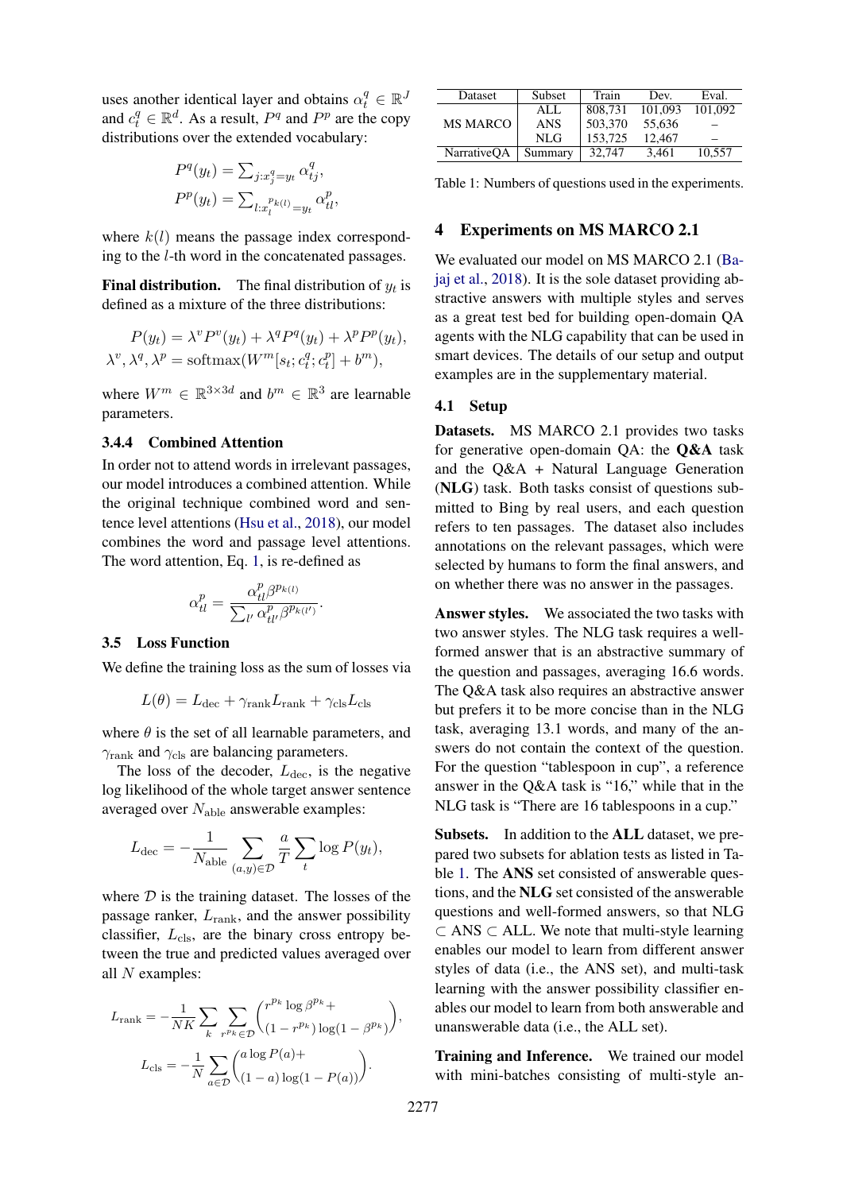uses another identical layer and obtains $\alpha_t^q \in \mathbb{R}^J$ and $c_t^q \in \mathbb{R}^d$. As a result, $P^q$ and $P^p$ are the copy distributions over the extended vocabulary:

$$P^q(y_t) = \sum_{j:x_j^q = y_t} \alpha_{tj}^q,$$
$$P^p(y_t) = \sum_{l:x_l^{p_{k(l)}} = y_t} \alpha_{tl}^p,$$

where $k(l)$ means the passage index corresponding to the $l$-th word in the concatenated passages.

**Final distribution.** The final distribution of $y_t$ is defined as a mixture of the three distributions:

$$P(y_t) = \lambda^v P^v(y_t) + \lambda^q P^q(y_t) + \lambda^p P^p(y_t),$$
$$\lambda^v, \lambda^q, \lambda^p = \mathrm{softmax}(W^m[s_t; c_t^q; c_t^p] + b^m),$$

where $W^m \in \mathbb{R}^{3 \times 3d}$ and $b^m \in \mathbb{R}^3$ are learnable parameters.

### 3.4.4 Combined Attention

In order not to attend words in irrelevant passages, our model introduces a combined attention. While the original technique combined word and sentence level attentions (Hsu et al., 2018), our model combines the word and passage level attentions. The word attention, Eq. 1, is re-defined as

$$\alpha_{tl}^p = \frac{\alpha_{tl}^p \beta^{p_{k(l)}}}{\sum_{l'} \alpha_{tl'}^p \beta^{p_{k(l')}}}.$$

## 3.5 Loss Function

We define the training loss as the sum of losses via

$$L(\theta) = L_{\mathrm{dec}} + \gamma_{\mathrm{rank}} L_{\mathrm{rank}} + \gamma_{\mathrm{cls}} L_{\mathrm{cls}}$$

where $\theta$ is the set of all learnable parameters, and $\gamma_{\mathrm{rank}}$ and $\gamma_{\mathrm{cls}}$ are balancing parameters.

The loss of the decoder, $L_{\mathrm{dec}}$, is the negative log likelihood of the whole target answer sentence averaged over $N_{\mathrm{able}}$ answerable examples:

$$L_{\mathrm{dec}} = -\frac{1}{N_{\mathrm{able}}} \sum_{(a,y) \in \mathcal{D}} \frac{a}{T} \sum_t \log P(y_t),$$

where $\mathcal{D}$ is the training dataset. The losses of the passage ranker, $L_{\mathrm{rank}}$, and the answer possibility classifier, $L_{\mathrm{cls}}$, are the binary cross entropy between the true and predicted values averaged over all $N$ examples:

$$L_{\mathrm{rank}} = -\frac{1}{NK} \sum_k \sum_{r^{p_k} \in \mathcal{D}} \begin{pmatrix} r^{p_k} \log \beta^{p_k} + \\ (1 - r^{p_k}) \log(1 - \beta^{p_k}) \end{pmatrix},$$

$$L_{\mathrm{cls}} = -\frac{1}{N} \sum_{a \in \mathcal{D}} \begin{pmatrix} a \log P(a) + \\ (1 - a) \log(1 - P(a)) \end{pmatrix}.$$

| Dataset | Subset | Train | Dev. | Eval. |
|---|---|---|---|---|
| MS MARCO | ALL | 808,731 | 101,093 | 101,092 |
| | ANS | 503,370 | 55,636 | – |
| | NLG | 153,725 | 12,467 | – |
| NarrativeQA | Summary | 32,747 | 3,461 | 10,557 |

Table 1: Numbers of questions used in the experiments.

# 4 Experiments on MS MARCO 2.1

We evaluated our model on MS MARCO 2.1 (Bajaj et al., 2018). It is the sole dataset providing abstractive answers with multiple styles and serves as a great test bed for building open-domain QA agents with the NLG capability that can be used in smart devices. The details of our setup and output examples are in the supplementary material.

## 4.1 Setup

**Datasets.** MS MARCO 2.1 provides two tasks for generative open-domain QA: the **Q&A** task and the Q&A + Natural Language Generation (**NLG**) task. Both tasks consist of questions submitted to Bing by real users, and each question refers to ten passages. The dataset also includes annotations on the relevant passages, which were selected by humans to form the final answers, and on whether there was no answer in the passages.

**Answer styles.** We associated the two tasks with two answer styles. The NLG task requires a well-formed answer that is an abstractive summary of the question and passages, averaging 16.6 words. The Q&A task also requires an abstractive answer but prefers it to be more concise than in the NLG task, averaging 13.1 words, and many of the answers do not contain the context of the question. For the question "tablespoon in cup", a reference answer in the Q&A task is "16," while that in the NLG task is "There are 16 tablespoons in a cup."

**Subsets.** In addition to the **ALL** dataset, we prepared two subsets for ablation tests as listed in Table 1. The **ANS** set consisted of answerable questions, and the **NLG** set consisted of the answerable questions and well-formed answers, so that NLG $\subset$ ANS $\subset$ ALL. We note that multi-style learning enables our model to learn from different answer styles of data (i.e., the ANS set), and multi-task learning with the answer possibility classifier enables our model to learn from both answerable and unanswerable data (i.e., the ALL set).

**Training and Inference.** We trained our model with mini-batches consisting of multi-style an-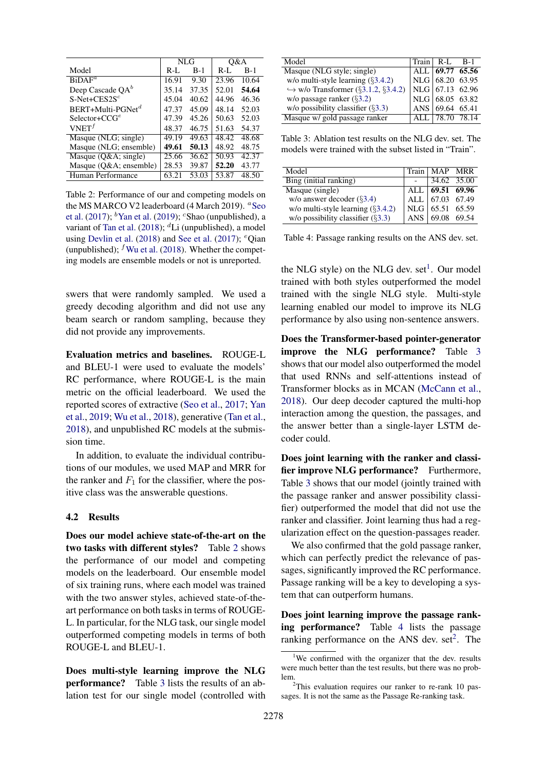| Model | NLG | | Q&A | |
|---|---|---|---|---|
| | R-L | B-1 | R-L | B-1 |
| BiDAF[a] | 16.91 | 9.30 | 23.96 | 10.64 |
| Deep Cascade QA[b] | 35.14 | 37.35 | 52.01 | **54.64** |
| S-Net+CES2S[c] | 45.04 | 40.62 | 44.96 | 46.36 |
| BERT+Multi-PGNet[d] | 47.37 | 45.09 | 48.14 | 52.03 |
| Selector+CCG[e] | 47.39 | 45.26 | 50.63 | 52.03 |
| VNET[f] | 48.37 | 46.75 | 51.63 | 54.37 |
| Masque (NLG; single) | 49.19 | 49.63 | 48.42 | 48.68 |
| Masque (NLG; ensemble) | **49.61** | **50.13** | 48.92 | 48.75 |
| Masque (Q&A; single) | 25.66 | 36.62 | 50.93 | 42.37 |
| Masque (Q&A; ensemble) | 28.53 | 39.87 | **52.20** | 43.77 |
| Human Performance | 63.21 | 53.03 | 53.87 | 48.50 |

Table 2: Performance of our and competing models on the MS MARCO V2 leaderboard (4 March 2019). [a]Seo et al. (2017); [b]Yan et al. (2019); [c]Shao (unpublished), a variant of Tan et al. (2018); [d]Li (unpublished), a model using Devlin et al. (2018) and See et al. (2017); [e]Qian (unpublished); [f]Wu et al. (2018). Whether the competing models are ensemble models or not is unreported.

swers that were randomly sampled. We used a greedy decoding algorithm and did not use any beam search or random sampling, because they did not provide any improvements.

**Evaluation metrics and baselines.** ROUGE-L and BLEU-1 were used to evaluate the models' RC performance, where ROUGE-L is the main metric on the official leaderboard. We used the reported scores of extractive (Seo et al., 2017; Yan et al., 2019; Wu et al., 2018), generative (Tan et al., 2018), and unpublished RC models at the submission time.

In addition, to evaluate the individual contributions of our modules, we used MAP and MRR for the ranker and $F_1$ for the classifier, where the positive class was the answerable questions.

## 4.2 Results

**Does our model achieve state-of-the-art on the two tasks with different styles?** Table 2 shows the performance of our model and competing models on the leaderboard. Our ensemble model of six training runs, where each model was trained with the two answer styles, achieved state-of-the-art performance on both tasks in terms of ROUGE-L. In particular, for the NLG task, our single model outperformed competing models in terms of both ROUGE-L and BLEU-1.

**Does multi-style learning improve the NLG performance?** Table 3 lists the results of an ablation test for our single model (controlled with the NLG style) on the NLG dev. set[1]. Our model trained with both styles outperformed the model trained with the single NLG style. Multi-style learning enabled our model to improve its NLG performance by also using non-sentence answers.

| Model | Train | R-L | B-1 |
|---|---|---|---|
| Masque (NLG style; single) | ALL | **69.77** | **65.56** |
| w/o multi-style learning (§3.4.2) | NLG | 68.20 | 63.95 |
| ↪ w/o Transformer (§3.1.2, §3.4.2) | NLG | 67.13 | 62.96 |
| w/o passage ranker (§3.2) | NLG | 68.05 | 63.82 |
| w/o possibility classifier (§3.3) | ANS | 69.64 | 65.41 |
| Masque w/ gold passage ranker | ALL | 78.70 | 78.14 |

Table 3: Ablation test results on the NLG dev. set. The models were trained with the subset listed in "Train".

| Model | Train | MAP | MRR |
|---|---|---|---|
| Bing (initial ranking) | - | 34.62 | 35.00 |
| Masque (single) | ALL | **69.51** | **69.96** |
| w/o answer decoder (§3.4) | ALL | 67.03 | 67.49 |
| w/o multi-style learning (§3.4.2) | NLG | 65.51 | 65.59 |
| w/o possibility classifier (§3.3) | ANS | 69.08 | 69.54 |

Table 4: Passage ranking results on the ANS dev. set.

**Does the Transformer-based pointer-generator improve the NLG performance?** Table 3 shows that our model also outperformed the model that used RNNs and self-attentions instead of Transformer blocks as in MCAN (McCann et al., 2018). Our deep decoder captured the multi-hop interaction among the question, the passages, and the answer better than a single-layer LSTM decoder could.

**Does joint learning with the ranker and classifier improve NLG performance?** Furthermore, Table 3 shows that our model (jointly trained with the passage ranker and answer possibility classifier) outperformed the model that did not use the ranker and classifier. Joint learning thus had a regularization effect on the question-passages reader.

We also confirmed that the gold passage ranker, which can perfectly predict the relevance of passages, significantly improved the RC performance. Passage ranking will be a key to developing a system that can outperform humans.

**Does joint learning improve the passage ranking performance?** Table 4 lists the passage ranking performance on the ANS dev. set[2]. The

[1]We confirmed with the organizer that the dev. results were much better than the test results, but there was no problem.

[2]This evaluation requires our ranker to re-rank 10 passages. It is not the same as the Passage Re-ranking task.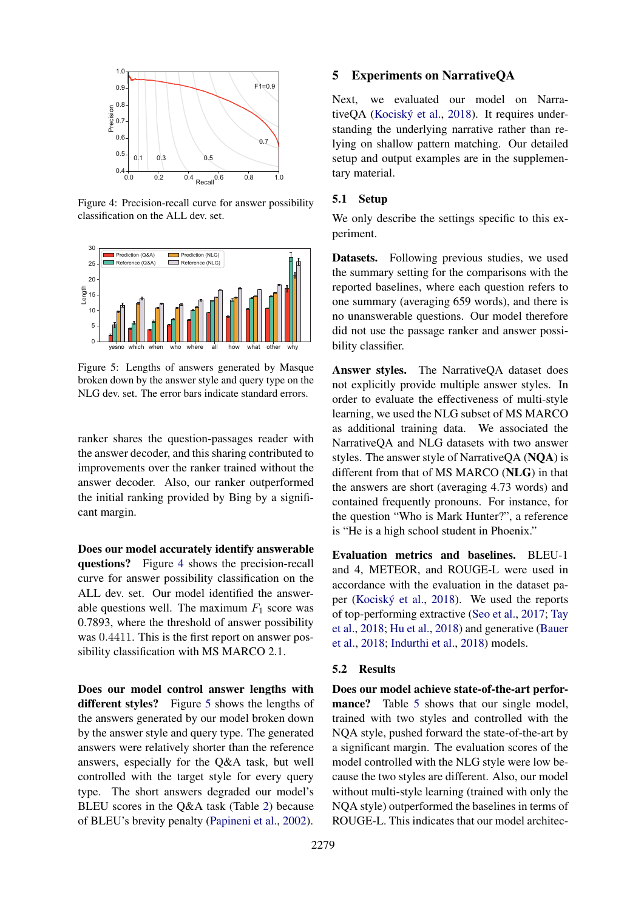Figure 4: Precision-recall curve for answer possibility classification on the ALL dev. set.

Figure 5: Lengths of answers generated by Masque broken down by the answer style and query type on the NLG dev. set. The error bars indicate standard errors.

ranker shares the question-passages reader with the answer decoder, and this sharing contributed to improvements over the ranker trained without the answer decoder. Also, our ranker outperformed the initial ranking provided by Bing by a significant margin.

**Does our model accurately identify answerable questions?** Figure 4 shows the precision-recall curve for answer possibility classification on the ALL dev. set. Our model identified the answerable questions well. The maximum $F_1$ score was 0.7893, where the threshold of answer possibility was 0.4411. This is the first report on answer possibility classification with MS MARCO 2.1.

**Does our model control answer lengths with different styles?** Figure 5 shows the lengths of the answers generated by our model broken down by the answer style and query type. The generated answers were relatively shorter than the reference answers, especially for the Q&A task, but well controlled with the target style for every query type. The short answers degraded our model's BLEU scores in the Q&A task (Table 2) because of BLEU's brevity penalty (Papineni et al., 2002).

# 5 Experiments on NarrativeQA

Next, we evaluated our model on NarrativeQA (Kociský et al., 2018). It requires understanding the underlying narrative rather than relying on shallow pattern matching. Our detailed setup and output examples are in the supplementary material.

## 5.1 Setup

We only describe the settings specific to this experiment.

**Datasets.** Following previous studies, we used the summary setting for the comparisons with the reported baselines, where each question refers to one summary (averaging 659 words), and there is no unanswerable questions. Our model therefore did not use the passage ranker and answer possibility classifier.

**Answer styles.** The NarrativeQA dataset does not explicitly provide multiple answer styles. In order to evaluate the effectiveness of multi-style learning, we used the NLG subset of MS MARCO as additional training data. We associated the NarrativeQA and NLG datasets with two answer styles. The answer style of NarrativeQA (**NQA**) is different from that of MS MARCO (**NLG**) in that the answers are short (averaging 4.73 words) and contained frequently pronouns. For instance, for the question "Who is Mark Hunter?", a reference is "He is a high school student in Phoenix."

**Evaluation metrics and baselines.** BLEU-1 and 4, METEOR, and ROUGE-L were used in accordance with the evaluation in the dataset paper (Kociský et al., 2018). We used the reports of top-performing extractive (Seo et al., 2017; Tay et al., 2018; Hu et al., 2018) and generative (Bauer et al., 2018; Indurthi et al., 2018) models.

## 5.2 Results

**Does our model achieve state-of-the-art performance?** Table 5 shows that our single model, trained with two styles and controlled with the NQA style, pushed forward the state-of-the-art by a significant margin. The evaluation scores of the model controlled with the NLG style were low because the two styles are different. Also, our model without multi-style learning (trained with only the NQA style) outperformed the baselines in terms of ROUGE-L. This indicates that our model architec-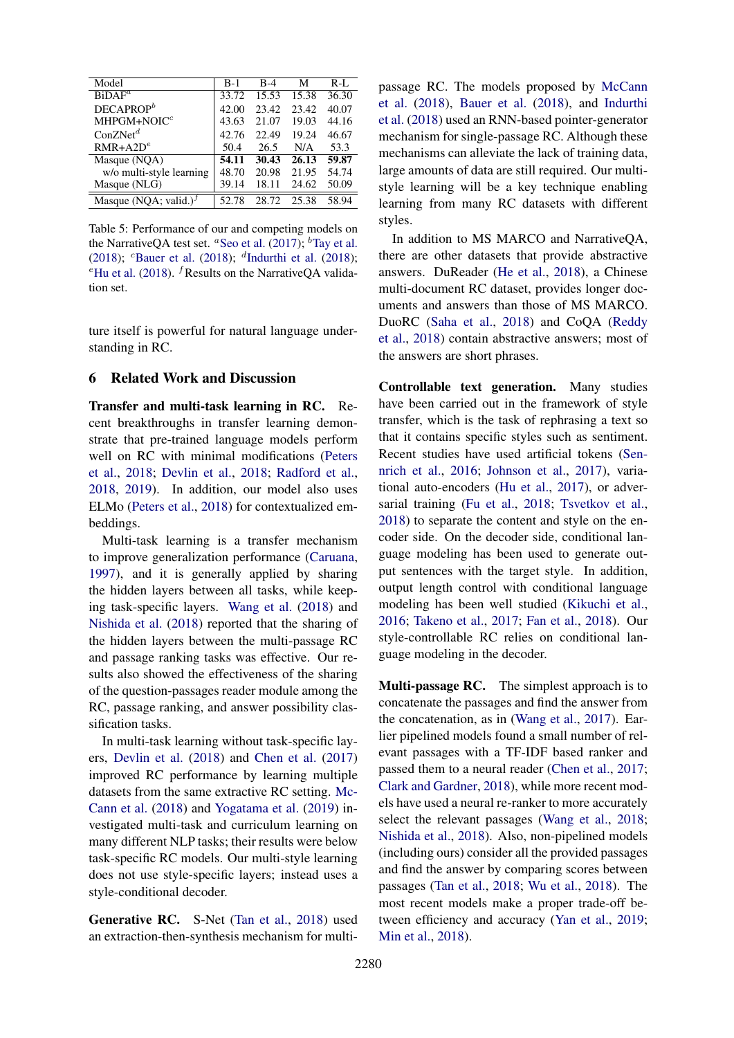| Model | B-1 | B-4 | M | R-L |
|---|---|---|---|---|
| BiDAF[a] | 33.72 | 15.53 | 15.38 | 36.30 |
| DECAPROP[b] | 42.00 | 23.42 | 23.42 | 40.07 |
| MHPGM+NOIC[c] | 43.63 | 21.07 | 19.03 | 44.16 |
| ConZNet[d] | 42.76 | 22.49 | 19.24 | 46.67 |
| RMR+A2D[e] | 50.4 | 26.5 | N/A | 53.3 |
| Masque (NQA) | **54.11** | **30.43** | **26.13** | **59.87** |
| w/o multi-style learning | 48.70 | 20.98 | 21.95 | 54.74 |
| Masque (NLG) | 39.14 | 18.11 | 24.62 | 50.09 |
| Masque (NQA; valid.)[f] | 52.78 | 28.72 | 25.38 | 58.94 |

Table 5: Performance of our and competing models on the NarrativeQA test set. [a]Seo et al. (2017); [b]Tay et al. (2018); [c]Bauer et al. (2018); [d]Indurthi et al. (2018); [e]Hu et al. (2018). [f]Results on the NarrativeQA validation set.

ture itself is powerful for natural language understanding in RC.

## 6 Related Work and Discussion

**Transfer and multi-task learning in RC.** Recent breakthroughs in transfer learning demonstrate that pre-trained language models perform well on RC with minimal modifications (Peters et al., 2018; Devlin et al., 2018; Radford et al., 2018, 2019). In addition, our model also uses ELMo (Peters et al., 2018) for contextualized embeddings.

Multi-task learning is a transfer mechanism to improve generalization performance (Caruana, 1997), and it is generally applied by sharing the hidden layers between all tasks, while keeping task-specific layers. Wang et al. (2018) and Nishida et al. (2018) reported that the sharing of the hidden layers between the multi-passage RC and passage ranking tasks was effective. Our results also showed the effectiveness of the sharing of the question-passages reader module among the RC, passage ranking, and answer possibility classification tasks.

In multi-task learning without task-specific layers, Devlin et al. (2018) and Chen et al. (2017) improved RC performance by learning multiple datasets from the same extractive RC setting. McCann et al. (2018) and Yogatama et al. (2019) investigated multi-task and curriculum learning on many different NLP tasks; their results were below task-specific RC models. Our multi-style learning does not use style-specific layers; instead uses a style-conditional decoder.

**Generative RC.** S-Net (Tan et al., 2018) used an extraction-then-synthesis mechanism for multi-passage RC. The models proposed by McCann et al. (2018), Bauer et al. (2018), and Indurthi et al. (2018) used an RNN-based pointer-generator mechanism for single-passage RC. Although these mechanisms can alleviate the lack of training data, large amounts of data are still required. Our multi-style learning will be a key technique enabling learning from many RC datasets with different styles.

In addition to MS MARCO and NarrativeQA, there are other datasets that provide abstractive answers. DuReader (He et al., 2018), a Chinese multi-document RC dataset, provides longer documents and answers than those of MS MARCO. DuoRC (Saha et al., 2018) and CoQA (Reddy et al., 2018) contain abstractive answers; most of the answers are short phrases.

**Controllable text generation.** Many studies have been carried out in the framework of style transfer, which is the task of rephrasing a text so that it contains specific styles such as sentiment. Recent studies have used artificial tokens (Sennrich et al., 2016; Johnson et al., 2017), variational auto-encoders (Hu et al., 2017), or adversarial training (Fu et al., 2018; Tsvetkov et al., 2018) to separate the content and style on the encoder side. On the decoder side, conditional language modeling has been used to generate output sentences with the target style. In addition, output length control with conditional language modeling has been well studied (Kikuchi et al., 2016; Takeno et al., 2017; Fan et al., 2018). Our style-controllable RC relies on conditional language modeling in the decoder.

**Multi-passage RC.** The simplest approach is to concatenate the passages and find the answer from the concatenation, as in (Wang et al., 2017). Earlier pipelined models found a small number of relevant passages with a TF-IDF based ranker and passed them to a neural reader (Chen et al., 2017; Clark and Gardner, 2018), while more recent models have used a neural re-ranker to more accurately select the relevant passages (Wang et al., 2018; Nishida et al., 2018). Also, non-pipelined models (including ours) consider all the provided passages and find the answer by comparing scores between passages (Tan et al., 2018; Wu et al., 2018). The most recent models make a proper trade-off between efficiency and accuracy (Yan et al., 2019; Min et al., 2018).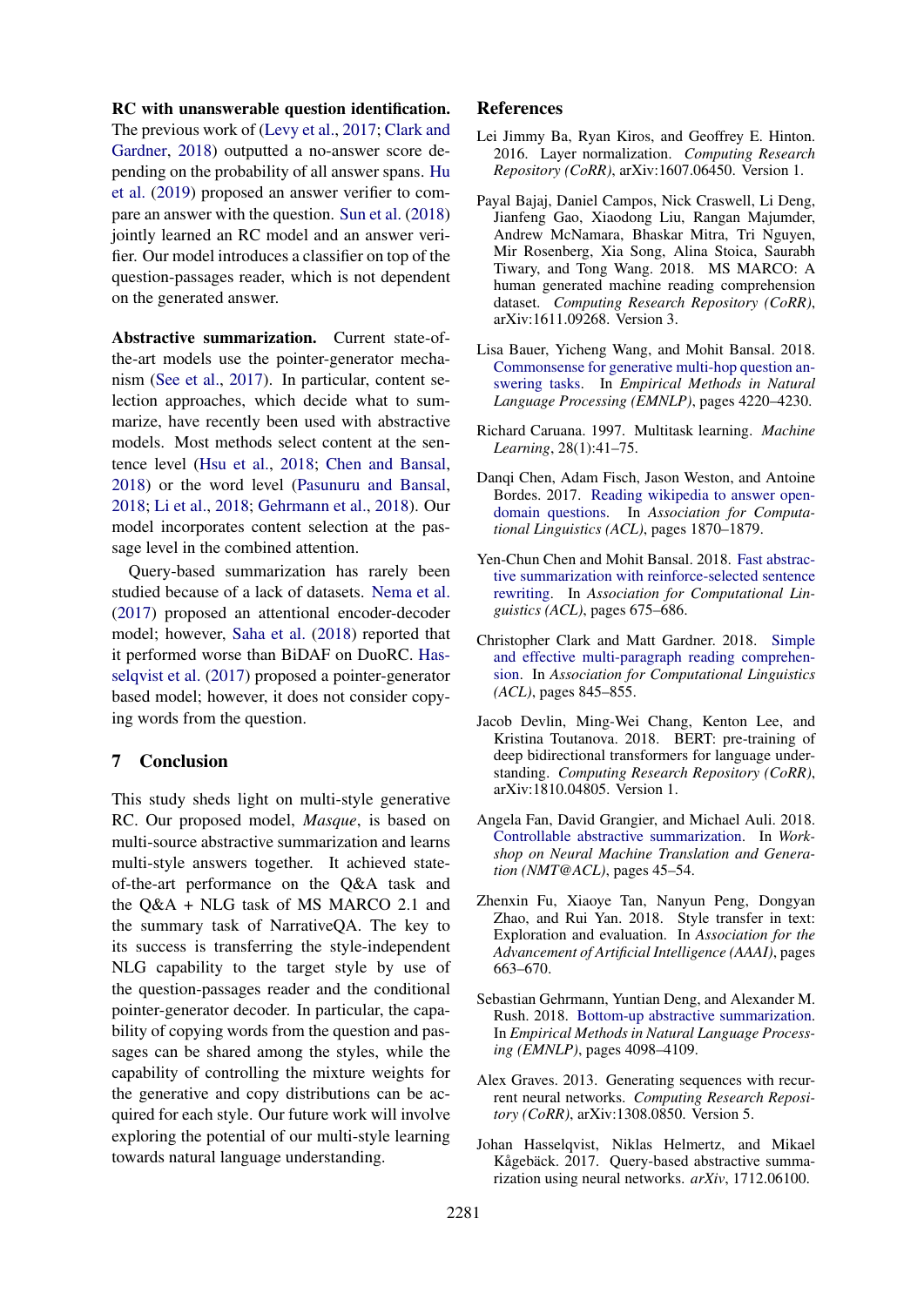**RC with unanswerable question identification.** The previous work of (Levy et al., 2017; Clark and Gardner, 2018) outputted a no-answer score depending on the probability of all answer spans. Hu et al. (2019) proposed an answer verifier to compare an answer with the question. Sun et al. (2018) jointly learned an RC model and an answer verifier. Our model introduces a classifier on top of the question-passages reader, which is not dependent on the generated answer.

**Abstractive summarization.** Current state-of-the-art models use the pointer-generator mechanism (See et al., 2017). In particular, content selection approaches, which decide what to summarize, have recently been used with abstractive models. Most methods select content at the sentence level (Hsu et al., 2018; Chen and Bansal, 2018) or the word level (Pasunuru and Bansal, 2018; Li et al., 2018; Gehrmann et al., 2018). Our model incorporates content selection at the passage level in the combined attention.

Query-based summarization has rarely been studied because of a lack of datasets. Nema et al. (2017) proposed an attentional encoder-decoder model; however, Saha et al. (2018) reported that it performed worse than BiDAF on DuoRC. Hasselqvist et al. (2017) proposed a pointer-generator based model; however, it does not consider copying words from the question.

## 7 Conclusion

This study sheds light on multi-style generative RC. Our proposed model, *Masque*, is based on multi-source abstractive summarization and learns multi-style answers together. It achieved state-of-the-art performance on the Q&A task and the Q&A + NLG task of MS MARCO 2.1 and the summary task of NarrativeQA. The key to its success is transferring the style-independent NLG capability to the target style by use of the question-passages reader and the conditional pointer-generator decoder. In particular, the capability of copying words from the question and passages can be shared among the styles, while the capability of controlling the mixture weights for the generative and copy distributions can be acquired for each style. Our future work will involve exploring the potential of our multi-style learning towards natural language understanding.

## References

Lei Jimmy Ba, Ryan Kiros, and Geoffrey E. Hinton. 2016. Layer normalization. *Computing Research Repository (CoRR)*, arXiv:1607.06450. Version 1.

Payal Bajaj, Daniel Campos, Nick Craswell, Li Deng, Jianfeng Gao, Xiaodong Liu, Rangan Majumder, Andrew McNamara, Bhaskar Mitra, Tri Nguyen, Mir Rosenberg, Xia Song, Alina Stoica, Saurabh Tiwary, and Tong Wang. 2018. MS MARCO: A human generated machine reading comprehension dataset. *Computing Research Repository (CoRR)*, arXiv:1611.09268. Version 3.

Lisa Bauer, Yicheng Wang, and Mohit Bansal. 2018. Commonsense for generative multi-hop question answering tasks. In *Empirical Methods in Natural Language Processing (EMNLP)*, pages 4220–4230.

Richard Caruana. 1997. Multitask learning. *Machine Learning*, 28(1):41–75.

Danqi Chen, Adam Fisch, Jason Weston, and Antoine Bordes. 2017. Reading wikipedia to answer open-domain questions. In *Association for Computational Linguistics (ACL)*, pages 1870–1879.

Yen-Chun Chen and Mohit Bansal. 2018. Fast abstractive summarization with reinforce-selected sentence rewriting. In *Association for Computational Linguistics (ACL)*, pages 675–686.

Christopher Clark and Matt Gardner. 2018. Simple and effective multi-paragraph reading comprehension. In *Association for Computational Linguistics (ACL)*, pages 845–855.

Jacob Devlin, Ming-Wei Chang, Kenton Lee, and Kristina Toutanova. 2018. BERT: pre-training of deep bidirectional transformers for language understanding. *Computing Research Repository (CoRR)*, arXiv:1810.04805. Version 1.

Angela Fan, David Grangier, and Michael Auli. 2018. Controllable abstractive summarization. In *Workshop on Neural Machine Translation and Generation (NMT@ACL)*, pages 45–54.

Zhenxin Fu, Xiaoye Tan, Nanyun Peng, Dongyan Zhao, and Rui Yan. 2018. Style transfer in text: Exploration and evaluation. In *Association for the Advancement of Artificial Intelligence (AAAI)*, pages 663–670.

Sebastian Gehrmann, Yuntian Deng, and Alexander M. Rush. 2018. Bottom-up abstractive summarization. In *Empirical Methods in Natural Language Processing (EMNLP)*, pages 4098–4109.

Alex Graves. 2013. Generating sequences with recurrent neural networks. *Computing Research Repository (CoRR)*, arXiv:1308.0850. Version 5.

Johan Hasselqvist, Niklas Helmertz, and Mikael Kågebäck. 2017. Query-based abstractive summarization using neural networks. *arXiv*, 1712.06100.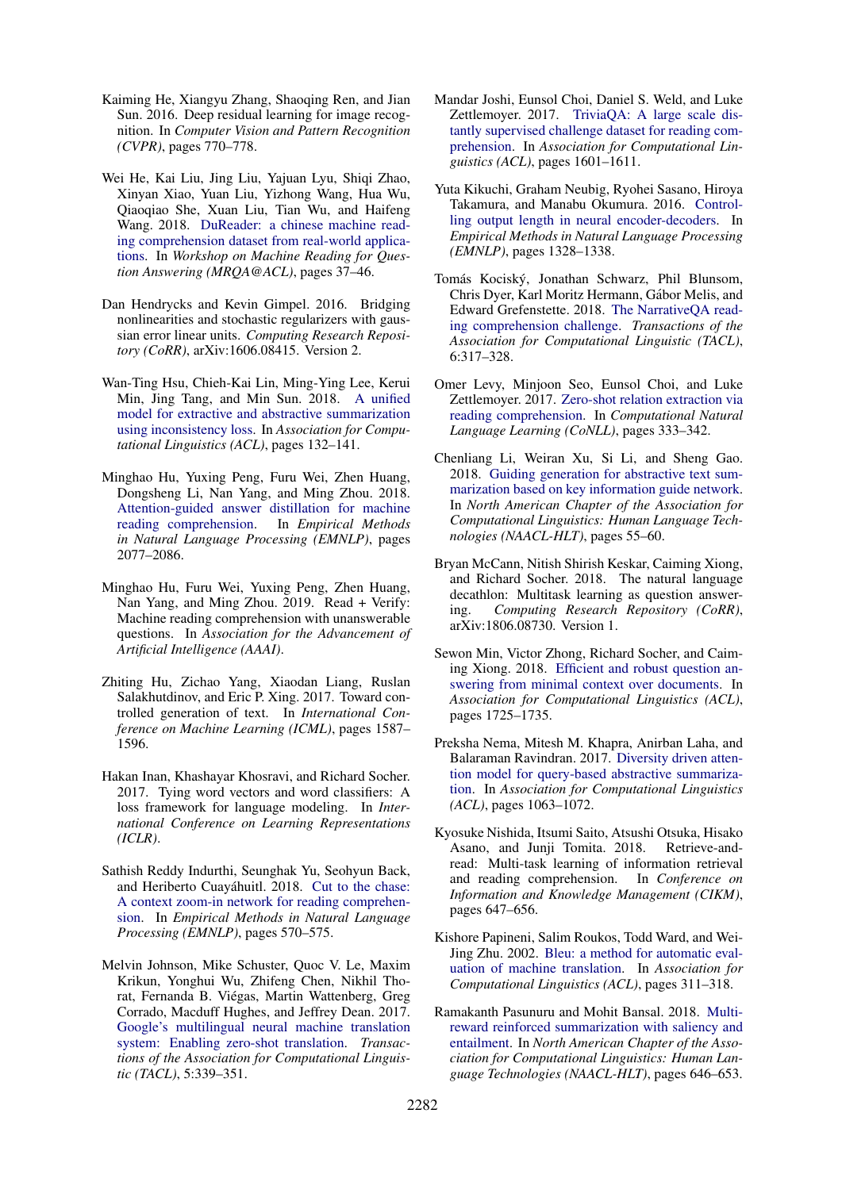Kaiming He, Xiangyu Zhang, Shaoqing Ren, and Jian Sun. 2016. Deep residual learning for image recognition. In *Computer Vision and Pattern Recognition (CVPR)*, pages 770–778.

Wei He, Kai Liu, Jing Liu, Yajuan Lyu, Shiqi Zhao, Xinyan Xiao, Yuan Liu, Yizhong Wang, Hua Wu, Qiaoqiao She, Xuan Liu, Tian Wu, and Haifeng Wang. 2018. DuReader: a chinese machine reading comprehension dataset from real-world applications. In *Workshop on Machine Reading for Question Answering (MRQA@ACL)*, pages 37–46.

Dan Hendrycks and Kevin Gimpel. 2016. Bridging nonlinearities and stochastic regularizers with gaussian error linear units. *Computing Research Repository (CoRR)*, arXiv:1606.08415. Version 2.

Wan-Ting Hsu, Chieh-Kai Lin, Ming-Ying Lee, Kerui Min, Jing Tang, and Min Sun. 2018. A unified model for extractive and abstractive summarization using inconsistency loss. In *Association for Computational Linguistics (ACL)*, pages 132–141.

Minghao Hu, Yuxing Peng, Furu Wei, Zhen Huang, Dongsheng Li, Nan Yang, and Ming Zhou. 2018. Attention-guided answer distillation for machine reading comprehension. In *Empirical Methods in Natural Language Processing (EMNLP)*, pages 2077–2086.

Minghao Hu, Furu Wei, Yuxing Peng, Zhen Huang, Nan Yang, and Ming Zhou. 2019. Read + Verify: Machine reading comprehension with unanswerable questions. In *Association for the Advancement of Artificial Intelligence (AAAI)*.

Zhiting Hu, Zichao Yang, Xiaodan Liang, Ruslan Salakhutdinov, and Eric P. Xing. 2017. Toward controlled generation of text. In *International Conference on Machine Learning (ICML)*, pages 1587–1596.

Hakan Inan, Khashayar Khosravi, and Richard Socher. 2017. Tying word vectors and word classifiers: A loss framework for language modeling. In *International Conference on Learning Representations (ICLR)*.

Sathish Reddy Indurthi, Seunghak Yu, Seohyun Back, and Heriberto Cuayáhuitl. 2018. Cut to the chase: A context zoom-in network for reading comprehension. In *Empirical Methods in Natural Language Processing (EMNLP)*, pages 570–575.

Melvin Johnson, Mike Schuster, Quoc V. Le, Maxim Krikun, Yonghui Wu, Zhifeng Chen, Nikhil Thorat, Fernanda B. Viégas, Martin Wattenberg, Greg Corrado, Macduff Hughes, and Jeffrey Dean. 2017. Google's multilingual neural machine translation system: Enabling zero-shot translation. *Transactions of the Association for Computational Linguistic (TACL)*, 5:339–351.

Mandar Joshi, Eunsol Choi, Daniel S. Weld, and Luke Zettlemoyer. 2017. TriviaQA: A large scale distantly supervised challenge dataset for reading comprehension. In *Association for Computational Linguistics (ACL)*, pages 1601–1611.

Yuta Kikuchi, Graham Neubig, Ryohei Sasano, Hiroya Takamura, and Manabu Okumura. 2016. Controlling output length in neural encoder-decoders. In *Empirical Methods in Natural Language Processing (EMNLP)*, pages 1328–1338.

Tomás Kociský, Jonathan Schwarz, Phil Blunsom, Chris Dyer, Karl Moritz Hermann, Gábor Melis, and Edward Grefenstette. 2018. The NarrativeQA reading comprehension challenge. *Transactions of the Association for Computational Linguistic (TACL)*, 6:317–328.

Omer Levy, Minjoon Seo, Eunsol Choi, and Luke Zettlemoyer. 2017. Zero-shot relation extraction via reading comprehension. In *Computational Natural Language Learning (CoNLL)*, pages 333–342.

Chenliang Li, Weiran Xu, Si Li, and Sheng Gao. 2018. Guiding generation for abstractive text summarization based on key information guide network. In *North American Chapter of the Association for Computational Linguistics: Human Language Technologies (NAACL-HLT)*, pages 55–60.

Bryan McCann, Nitish Shirish Keskar, Caiming Xiong, and Richard Socher. 2018. The natural language decathlon: Multitask learning as question answering. *Computing Research Repository (CoRR)*, arXiv:1806.08730. Version 1.

Sewon Min, Victor Zhong, Richard Socher, and Caiming Xiong. 2018. Efficient and robust question answering from minimal context over documents. In *Association for Computational Linguistics (ACL)*, pages 1725–1735.

Preksha Nema, Mitesh M. Khapra, Anirban Laha, and Balaraman Ravindran. 2017. Diversity driven attention model for query-based abstractive summarization. In *Association for Computational Linguistics (ACL)*, pages 1063–1072.

Kyosuke Nishida, Itsumi Saito, Atsushi Otsuka, Hisako Asano, and Junji Tomita. 2018. Retrieve-and-read: Multi-task learning of information retrieval and reading comprehension. In *Conference on Information and Knowledge Management (CIKM)*, pages 647–656.

Kishore Papineni, Salim Roukos, Todd Ward, and Wei-Jing Zhu. 2002. Bleu: a method for automatic evaluation of machine translation. In *Association for Computational Linguistics (ACL)*, pages 311–318.

Ramakanth Pasunuru and Mohit Bansal. 2018. Multi-reward reinforced summarization with saliency and entailment. In *North American Chapter of the Association for Computational Linguistics: Human Language Technologies (NAACL-HLT)*, pages 646–653.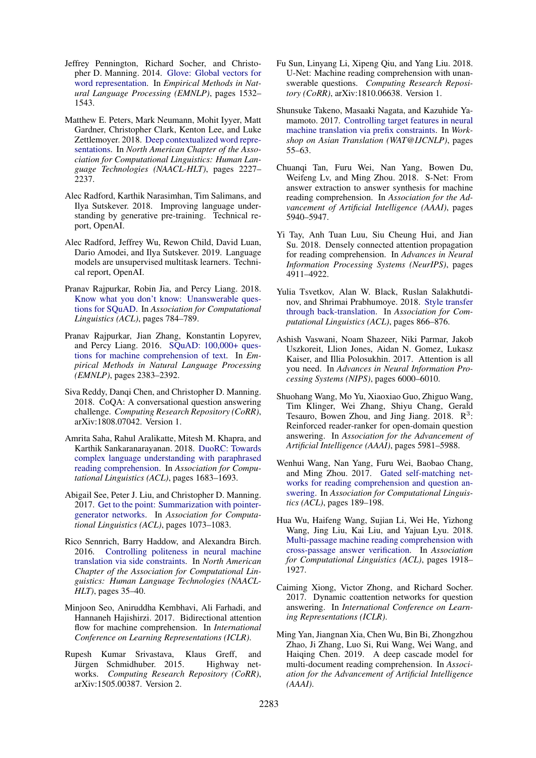Jeffrey Pennington, Richard Socher, and Christopher D. Manning. 2014. Glove: Global vectors for word representation. In *Empirical Methods in Natural Language Processing (EMNLP)*, pages 1532–1543.

Matthew E. Peters, Mark Neumann, Mohit Iyyer, Matt Gardner, Christopher Clark, Kenton Lee, and Luke Zettlemoyer. 2018. Deep contextualized word representations. In *North American Chapter of the Association for Computational Linguistics: Human Language Technologies (NAACL-HLT)*, pages 2227–2237.

Alec Radford, Karthik Narasimhan, Tim Salimans, and Ilya Sutskever. 2018. Improving language understanding by generative pre-training. Technical report, OpenAI.

Alec Radford, Jeffrey Wu, Rewon Child, David Luan, Dario Amodei, and Ilya Sutskever. 2019. Language models are unsupervised multitask learners. Technical report, OpenAI.

Pranav Rajpurkar, Robin Jia, and Percy Liang. 2018. Know what you don't know: Unanswerable questions for SQuAD. In *Association for Computational Linguistics (ACL)*, pages 784–789.

Pranav Rajpurkar, Jian Zhang, Konstantin Lopyrev, and Percy Liang. 2016. SQuAD: 100,000+ questions for machine comprehension of text. In *Empirical Methods in Natural Language Processing (EMNLP)*, pages 2383–2392.

Siva Reddy, Danqi Chen, and Christopher D. Manning. 2018. CoQA: A conversational question answering challenge. *Computing Research Repository (CoRR)*, arXiv:1808.07042. Version 1.

Amrita Saha, Rahul Aralikatte, Mitesh M. Khapra, and Karthik Sankaranarayanan. 2018. DuoRC: Towards complex language understanding with paraphrased reading comprehension. In *Association for Computational Linguistics (ACL)*, pages 1683–1693.

Abigail See, Peter J. Liu, and Christopher D. Manning. 2017. Get to the point: Summarization with pointer-generator networks. In *Association for Computational Linguistics (ACL)*, pages 1073–1083.

Rico Sennrich, Barry Haddow, and Alexandra Birch. 2016. Controlling politeness in neural machine translation via side constraints. In *North American Chapter of the Association for Computational Linguistics: Human Language Technologies (NAACL-HLT)*, pages 35–40.

Minjoon Seo, Aniruddha Kembhavi, Ali Farhadi, and Hannaneh Hajishirzi. 2017. Bidirectional attention flow for machine comprehension. In *International Conference on Learning Representations (ICLR)*.

Rupesh Kumar Srivastava, Klaus Greff, and Jürgen Schmidhuber. 2015. Highway networks. *Computing Research Repository (CoRR)*, arXiv:1505.00387. Version 2.

Fu Sun, Linyang Li, Xipeng Qiu, and Yang Liu. 2018. U-Net: Machine reading comprehension with unanswerable questions. *Computing Research Repository (CoRR)*, arXiv:1810.06638. Version 1.

Shunsuke Takeno, Masaaki Nagata, and Kazuhide Yamamoto. 2017. Controlling target features in neural machine translation via prefix constraints. In *Workshop on Asian Translation (WAT@IJCNLP)*, pages 55–63.

Chuanqi Tan, Furu Wei, Nan Yang, Bowen Du, Weifeng Lv, and Ming Zhou. 2018. S-Net: From answer extraction to answer synthesis for machine reading comprehension. In *Association for the Advancement of Artificial Intelligence (AAAI)*, pages 5940–5947.

Yi Tay, Anh Tuan Luu, Siu Cheung Hui, and Jian Su. 2018. Densely connected attention propagation for reading comprehension. In *Advances in Neural Information Processing Systems (NeurIPS)*, pages 4911–4922.

Yulia Tsvetkov, Alan W. Black, Ruslan Salakhutdinov, and Shrimai Prabhumoye. 2018. Style transfer through back-translation. In *Association for Computational Linguistics (ACL)*, pages 866–876.

Ashish Vaswani, Noam Shazeer, Niki Parmar, Jakob Uszkoreit, Llion Jones, Aidan N. Gomez, Lukasz Kaiser, and Illia Polosukhin. 2017. Attention is all you need. In *Advances in Neural Information Processing Systems (NIPS)*, pages 6000–6010.

Shuohang Wang, Mo Yu, Xiaoxiao Guo, Zhiguo Wang, Tim Klinger, Wei Zhang, Shiyu Chang, Gerald Tesauro, Bowen Zhou, and Jing Jiang. 2018. $R^3$: Reinforced reader-ranker for open-domain question answering. In *Association for the Advancement of Artificial Intelligence (AAAI)*, pages 5981–5988.

Wenhui Wang, Nan Yang, Furu Wei, Baobao Chang, and Ming Zhou. 2017. Gated self-matching networks for reading comprehension and question answering. In *Association for Computational Linguistics (ACL)*, pages 189–198.

Hua Wu, Haifeng Wang, Sujian Li, Wei He, Yizhong Wang, Jing Liu, Kai Liu, and Yajuan Lyu. 2018. Multi-passage machine reading comprehension with cross-passage answer verification. In *Association for Computational Linguistics (ACL)*, pages 1918–1927.

Caiming Xiong, Victor Zhong, and Richard Socher. 2017. Dynamic coattention networks for question answering. In *International Conference on Learning Representations (ICLR)*.

Ming Yan, Jiangnan Xia, Chen Wu, Bin Bi, Zhongzhou Zhao, Ji Zhang, Luo Si, Rui Wang, Wei Wang, and Haiqing Chen. 2019. A deep cascade model for multi-document reading comprehension. In *Association for the Advancement of Artificial Intelligence (AAAI)*.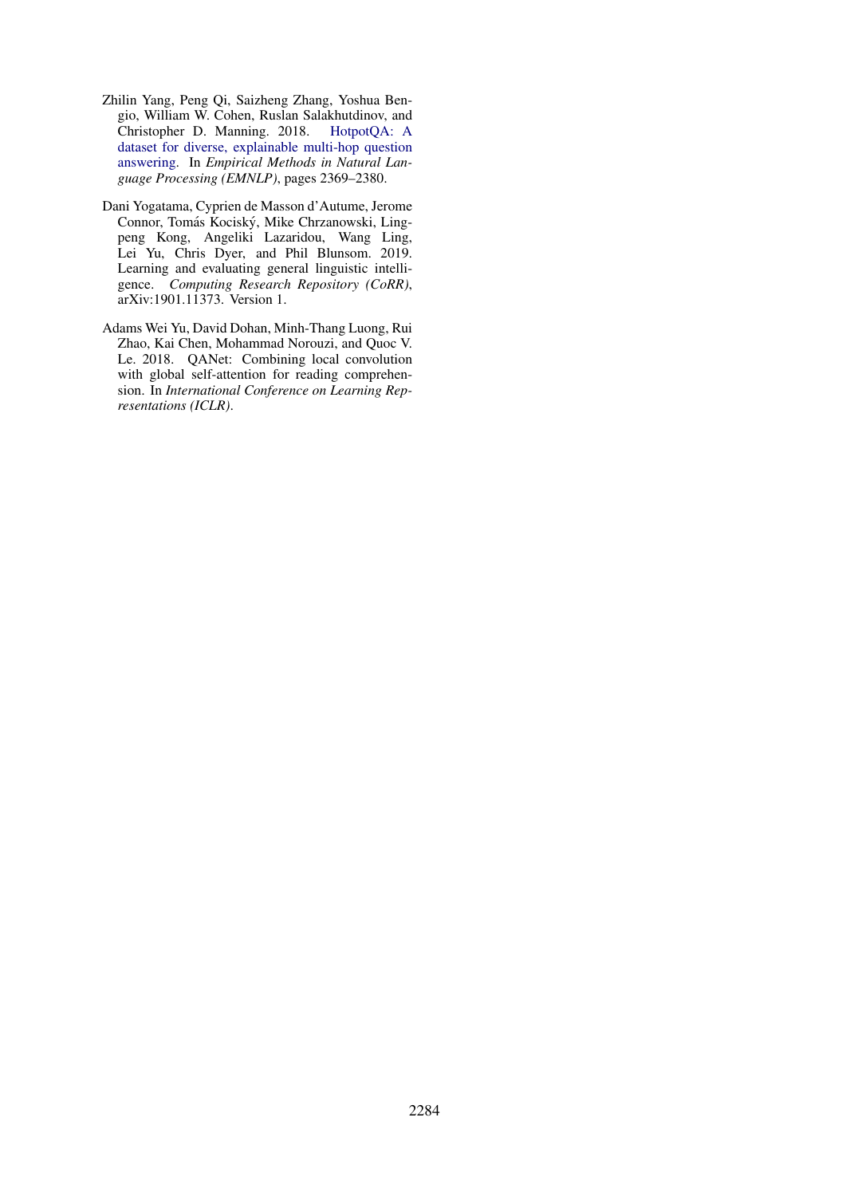Zhilin Yang, Peng Qi, Saizheng Zhang, Yoshua Bengio, William W. Cohen, Ruslan Salakhutdinov, and Christopher D. Manning. 2018. HotpotQA: A dataset for diverse, explainable multi-hop question answering. In *Empirical Methods in Natural Language Processing (EMNLP)*, pages 2369–2380.

Dani Yogatama, Cyprien de Masson d'Autume, Jerome Connor, Tomás Kociský, Mike Chrzanowski, Lingpeng Kong, Angeliki Lazaridou, Wang Ling, Lei Yu, Chris Dyer, and Phil Blunsom. 2019. Learning and evaluating general linguistic intelligence. *Computing Research Repository (CoRR)*, arXiv:1901.11373. Version 1.

Adams Wei Yu, David Dohan, Minh-Thang Luong, Rui Zhao, Kai Chen, Mohammad Norouzi, and Quoc V. Le. 2018. QANet: Combining local convolution with global self-attention for reading comprehension. In *International Conference on Learning Representations (ICLR)*.